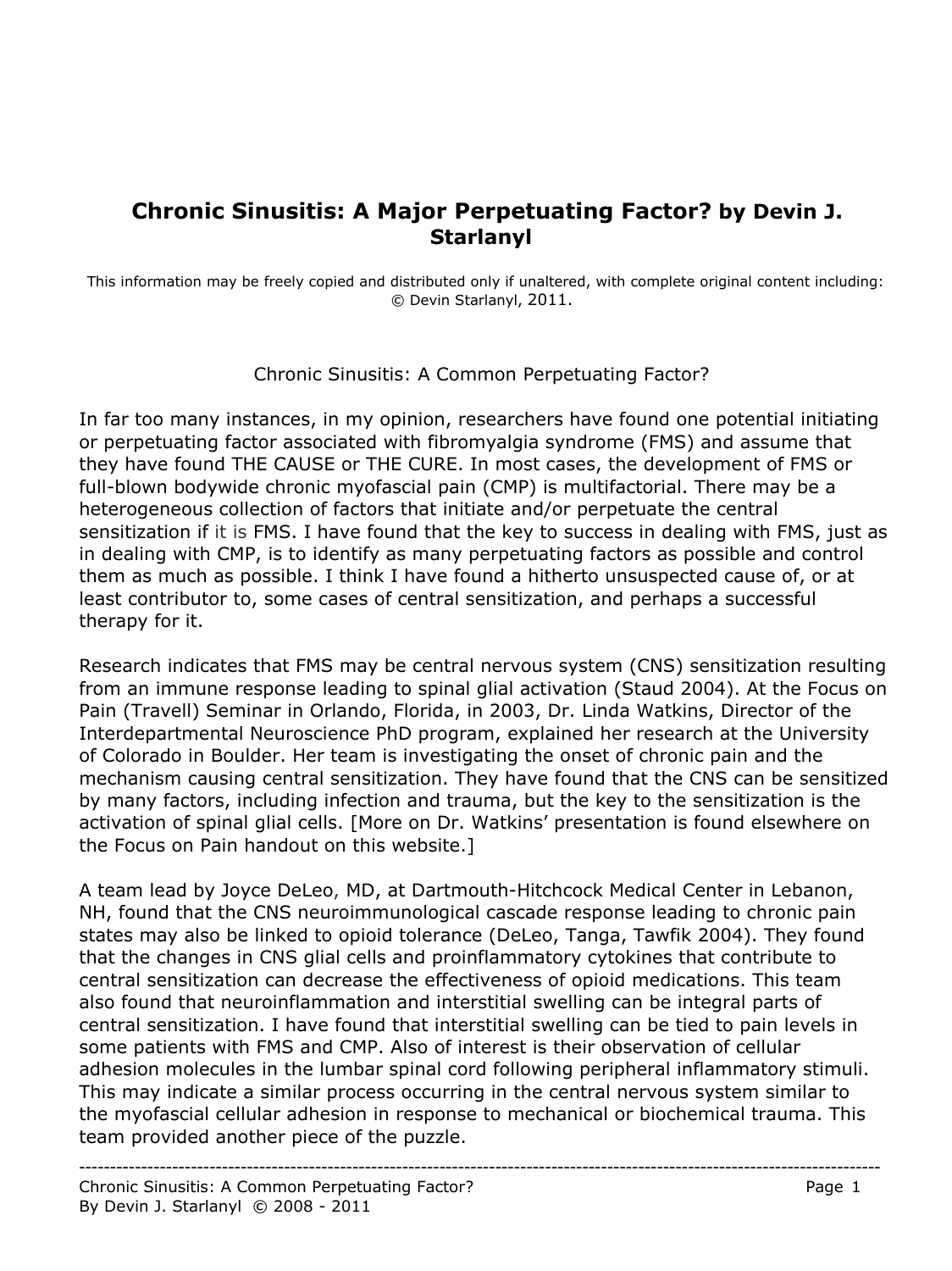# Chronic Sinusitis: A Major Perpetuating Factor? by Devin J. Starlanyl

This information may be freely copied and distributed only if unaltered, with complete original content including: © Devin Starlanyl, 2011.

Chronic Sinusitis: A Common Perpetuating Factor?

In far too many instances, in my opinion, researchers have found one potential initiating or perpetuating factor associated with fibromyalgia syndrome (FMS) and assume that they have found THE CAUSE or THE CURE. In most cases, the development of FMS or full-blown bodywide chronic myofascial pain (CMP) is multifactorial. There may be a heterogeneous collection of factors that initiate and/or perpetuate the central sensitization if it is FMS. I have found that the key to success in dealing with FMS, just as in dealing with CMP, is to identify as many perpetuating factors as possible and control them as much as possible. I think I have found a hitherto unsuspected cause of, or at least contributor to, some cases of central sensitization, and perhaps a successful therapy for it.

Research indicates that FMS may be central nervous system (CNS) sensitization resulting from an immune response leading to spinal glial activation (Staud 2004). At the Focus on Pain (Travell) Seminar in Orlando, Florida, in 2003, Dr. Linda Watkins, Director of the Interdepartmental Neuroscience PhD program, explained her research at the University of Colorado in Boulder. Her team is investigating the onset of chronic pain and the mechanism causing central sensitization. They have found that the CNS can be sensitized by many factors, including infection and trauma, but the key to the sensitization is the activation of spinal glial cells. [More on Dr. Watkins' presentation is found elsewhere on the Focus on Pain handout on this website.]

A team lead by Joyce DeLeo, MD, at Dartmouth-Hitchcock Medical Center in Lebanon, NH, found that the CNS neuroimmunological cascade response leading to chronic pain states may also be linked to opioid tolerance (DeLeo, Tanga, Tawfik 2004). They found that the changes in CNS glial cells and proinflammatory cytokines that contribute to central sensitization can decrease the effectiveness of opioid medications. This team also found that neuroinflammation and interstitial swelling can be integral parts of central sensitization. I have found that interstitial swelling can be tied to pain levels in some patients with FMS and CMP. Also of interest is their observation of cellular adhesion molecules in the lumbar spinal cord following peripheral inflammatory stimuli. This may indicate a similar process occurring in the central nervous system similar to the myofascial cellular adhesion in response to mechanical or biochemical trauma. This team provided another piece of the puzzle.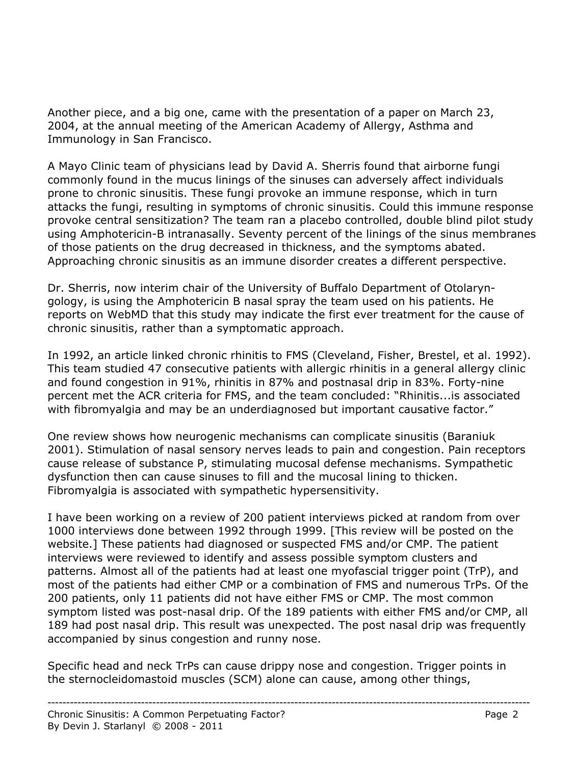Another piece, and a big one, came with the presentation of a paper on March 23, 2004, at the annual meeting of the American Academy of Allergy, Asthma and Immunology in San Francisco.

A Mayo Clinic team of physicians lead by David A. Sherris found that airborne fungi commonly found in the mucus linings of the sinuses can adversely affect individuals prone to chronic sinusitis. These fungi provoke an immune response, which in turn attacks the fungi, resulting in symptoms of chronic sinusitis. Could this immune response provoke central sensitization? The team ran a placebo controlled, double blind pilot study using Amphotericin-B intranasally. Seventy percent of the linings of the sinus membranes of those patients on the drug decreased in thickness, and the symptoms abated. Approaching chronic sinusitis as an immune disorder creates a different perspective.

Dr. Sherris, now interim chair of the University of Buffalo Department of Otolaryngology, is using the Amphotericin B nasal spray the team used on his patients. He reports on WebMD that this study may indicate the first ever treatment for the cause of chronic sinusitis, rather than a symptomatic approach.

In 1992, an article linked chronic rhinitis to FMS (Cleveland, Fisher, Brestel, et al. 1992). This team studied 47 consecutive patients with allergic rhinitis in a general allergy clinic and found congestion in 91%, rhinitis in 87% and postnasal drip in 83%. Forty-nine percent met the ACR criteria for FMS, and the team concluded: "Rhinitis...is associated with fibromyalgia and may be an underdiagnosed but important causative factor."

One review shows how neurogenic mechanisms can complicate sinusitis (Baraniuk 2001). Stimulation of nasal sensory nerves leads to pain and congestion. Pain receptors cause release of substance P, stimulating mucosal defense mechanisms. Sympathetic dysfunction then can cause sinuses to fill and the mucosal lining to thicken. Fibromyalgia is associated with sympathetic hypersensitivity.

I have been working on a review of 200 patient interviews picked at random from over 1000 interviews done between 1992 through 1999. [This review will be posted on the website.] These patients had diagnosed or suspected FMS and/or CMP. The patient interviews were reviewed to identify and assess possible symptom clusters and patterns. Almost all of the patients had at least one myofascial trigger point (TrP), and most of the patients had either CMP or a combination of FMS and numerous TrPs. Of the 200 patients, only 11 patients did not have either FMS or CMP. The most common symptom listed was post-nasal drip. Of the 189 patients with either FMS and/or CMP, all 189 had post nasal drip. This result was unexpected. The post nasal drip was frequently accompanied by sinus congestion and runny nose.

Specific head and neck TrPs can cause drippy nose and congestion. Trigger points in the sternocleidomastoid muscles (SCM) alone can cause, among other things,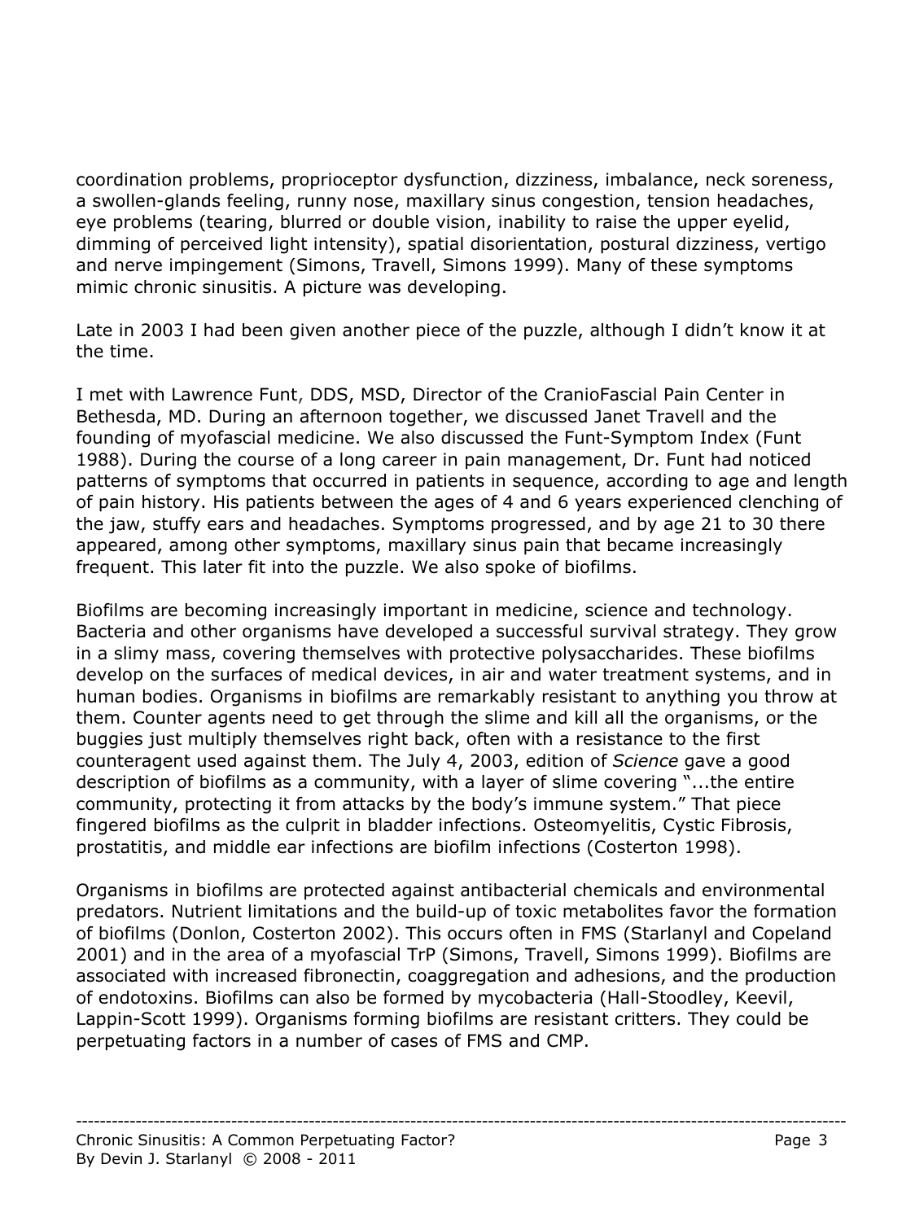coordination problems, proprioceptor dysfunction, dizziness, imbalance, neck soreness, a swollen-glands feeling, runny nose, maxillary sinus congestion, tension headaches, eye problems (tearing, blurred or double vision, inability to raise the upper eyelid, dimming of perceived light intensity), spatial disorientation, postural dizziness, vertigo and nerve impingement (Simons, Travell, Simons 1999). Many of these symptoms mimic chronic sinusitis. A picture was developing.

Late in 2003 I had been given another piece of the puzzle, although I didn't know it at the time.

I met with Lawrence Funt, DDS, MSD, Director of the CranioFascial Pain Center in Bethesda, MD. During an afternoon together, we discussed Janet Travell and the founding of myofascial medicine. We also discussed the Funt-Symptom Index (Funt 1988). During the course of a long career in pain management, Dr. Funt had noticed patterns of symptoms that occurred in patients in sequence, according to age and length of pain history. His patients between the ages of 4 and 6 years experienced clenching of the jaw, stuffy ears and headaches. Symptoms progressed, and by age 21 to 30 there appeared, among other symptoms, maxillary sinus pain that became increasingly frequent. This later fit into the puzzle. We also spoke of biofilms.

Biofilms are becoming increasingly important in medicine, science and technology. Bacteria and other organisms have developed a successful survival strategy. They grow in a slimy mass, covering themselves with protective polysaccharides. These biofilms develop on the surfaces of medical devices, in air and water treatment systems, and in human bodies. Organisms in biofilms are remarkably resistant to anything you throw at them. Counter agents need to get through the slime and kill all the organisms, or the buggies just multiply themselves right back, often with a resistance to the first counteragent used against them. The July 4, 2003, edition of *Science* gave a good description of biofilms as a community, with a layer of slime covering "...the entire community, protecting it from attacks by the body's immune system." That piece fingered biofilms as the culprit in bladder infections. Osteomyelitis, Cystic Fibrosis, prostatitis, and middle ear infections are biofilm infections (Costerton 1998).

Organisms in biofilms are protected against antibacterial chemicals and environmental predators. Nutrient limitations and the build-up of toxic metabolites favor the formation of biofilms (Donlon, Costerton 2002). This occurs often in FMS (Starlanyl and Copeland 2001) and in the area of a myofascial TrP (Simons, Travell, Simons 1999). Biofilms are associated with increased fibronectin, coaggregation and adhesions, and the production of endotoxins. Biofilms can also be formed by mycobacteria (Hall-Stoodley, Keevil, Lappin-Scott 1999). Organisms forming biofilms are resistant critters. They could be perpetuating factors in a number of cases of FMS and CMP.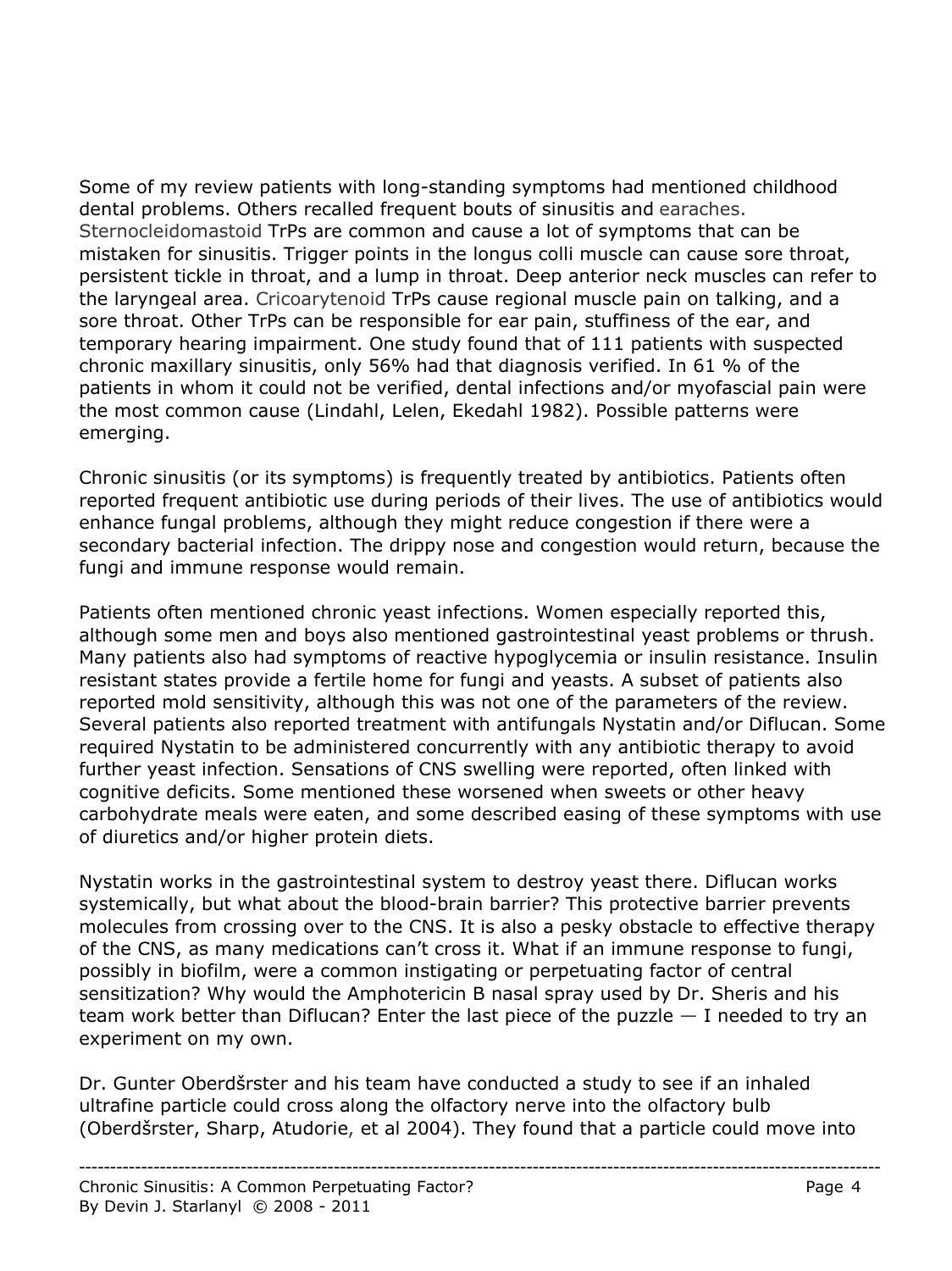Some of my review patients with long-standing symptoms had mentioned childhood dental problems. Others recalled frequent bouts of sinusitis and earaches. Sternocleidomastoid TrPs are common and cause a lot of symptoms that can be mistaken for sinusitis. Trigger points in the longus colli muscle can cause sore throat, persistent tickle in throat, and a lump in throat. Deep anterior neck muscles can refer to the laryngeal area. Cricoarytenoid TrPs cause regional muscle pain on talking, and a sore throat. Other TrPs can be responsible for ear pain, stuffiness of the ear, and temporary hearing impairment. One study found that of 111 patients with suspected chronic maxillary sinusitis, only 56% had that diagnosis verified. In 61 % of the patients in whom it could not be verified, dental infections and/or myofascial pain were the most common cause (Lindahl, Lelen, Ekedahl 1982). Possible patterns were emerging.

Chronic sinusitis (or its symptoms) is frequently treated by antibiotics. Patients often reported frequent antibiotic use during periods of their lives. The use of antibiotics would enhance fungal problems, although they might reduce congestion if there were a secondary bacterial infection. The drippy nose and congestion would return, because the fungi and immune response would remain.

Patients often mentioned chronic yeast infections. Women especially reported this, although some men and boys also mentioned gastrointestinal yeast problems or thrush. Many patients also had symptoms of reactive hypoglycemia or insulin resistance. Insulin resistant states provide a fertile home for fungi and yeasts. A subset of patients also reported mold sensitivity, although this was not one of the parameters of the review. Several patients also reported treatment with antifungals Nystatin and/or Diflucan. Some required Nystatin to be administered concurrently with any antibiotic therapy to avoid further yeast infection. Sensations of CNS swelling were reported, often linked with cognitive deficits. Some mentioned these worsened when sweets or other heavy carbohydrate meals were eaten, and some described easing of these symptoms with use of diuretics and/or higher protein diets.

Nystatin works in the gastrointestinal system to destroy yeast there. Diflucan works systemically, but what about the blood-brain barrier? This protective barrier prevents molecules from crossing over to the CNS. It is also a pesky obstacle to effective therapy of the CNS, as many medications can't cross it. What if an immune response to fungi, possibly in biofilm, were a common instigating or perpetuating factor of central sensitization? Why would the Amphotericin B nasal spray used by Dr. Sheris and his team work better than Diflucan? Enter the last piece of the puzzle — I needed to try an experiment on my own.

Dr. Gunter Oberdšrster and his team have conducted a study to see if an inhaled ultrafine particle could cross along the olfactory nerve into the olfactory bulb (Oberdšrster, Sharp, Atudorie, et al 2004). They found that a particle could move into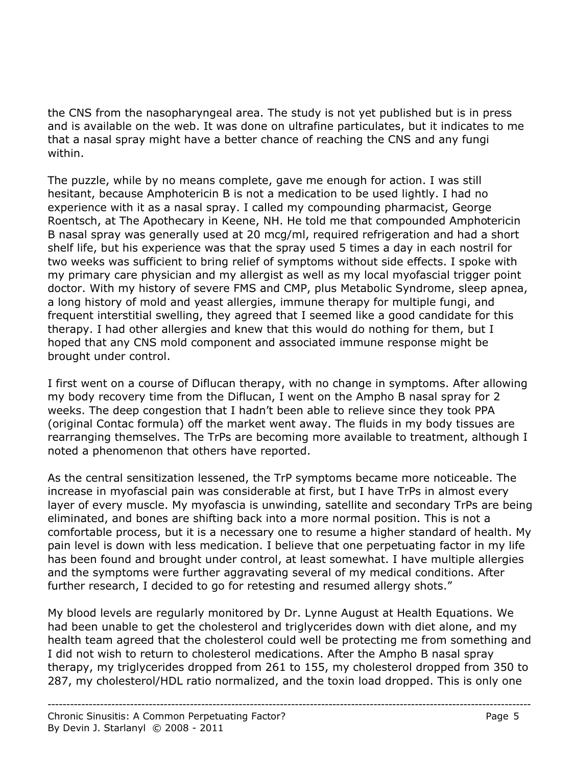the CNS from the nasopharyngeal area. The study is not yet published but is in press and is available on the web. It was done on ultrafine particulates, but it indicates to me that a nasal spray might have a better chance of reaching the CNS and any fungi within.

The puzzle, while by no means complete, gave me enough for action. I was still hesitant, because Amphotericin B is not a medication to be used lightly. I had no experience with it as a nasal spray. I called my compounding pharmacist, George Roentsch, at The Apothecary in Keene, NH. He told me that compounded Amphotericin B nasal spray was generally used at 20 mcg/ml, required refrigeration and had a short shelf life, but his experience was that the spray used 5 times a day in each nostril for two weeks was sufficient to bring relief of symptoms without side effects. I spoke with my primary care physician and my allergist as well as my local myofascial trigger point doctor. With my history of severe FMS and CMP, plus Metabolic Syndrome, sleep apnea, a long history of mold and yeast allergies, immune therapy for multiple fungi, and frequent interstitial swelling, they agreed that I seemed like a good candidate for this therapy. I had other allergies and knew that this would do nothing for them, but I hoped that any CNS mold component and associated immune response might be brought under control.

I first went on a course of Diflucan therapy, with no change in symptoms. After allowing my body recovery time from the Diflucan, I went on the Ampho B nasal spray for 2 weeks. The deep congestion that I hadn't been able to relieve since they took PPA (original Contac formula) off the market went away. The fluids in my body tissues are rearranging themselves. The TrPs are becoming more available to treatment, although I noted a phenomenon that others have reported.

As the central sensitization lessened, the TrP symptoms became more noticeable. The increase in myofascial pain was considerable at first, but I have TrPs in almost every layer of every muscle. My myofascia is unwinding, satellite and secondary TrPs are being eliminated, and bones are shifting back into a more normal position. This is not a comfortable process, but it is a necessary one to resume a higher standard of health. My pain level is down with less medication. I believe that one perpetuating factor in my life has been found and brought under control, at least somewhat. I have multiple allergies and the symptoms were further aggravating several of my medical conditions. After further research, I decided to go for retesting and resumed allergy shots."

My blood levels are regularly monitored by Dr. Lynne August at Health Equations. We had been unable to get the cholesterol and triglycerides down with diet alone, and my health team agreed that the cholesterol could well be protecting me from something and I did not wish to return to cholesterol medications. After the Ampho B nasal spray therapy, my triglycerides dropped from 261 to 155, my cholesterol dropped from 350 to 287, my cholesterol/HDL ratio normalized, and the toxin load dropped. This is only one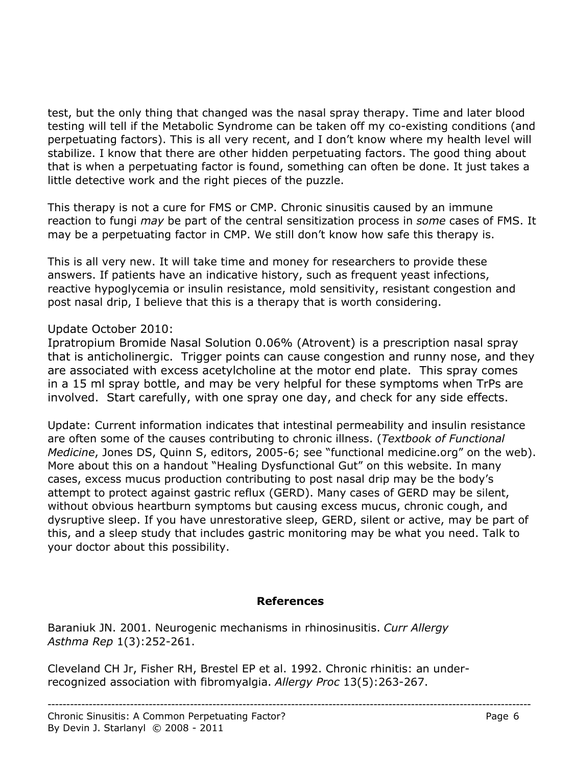test, but the only thing that changed was the nasal spray therapy. Time and later blood testing will tell if the Metabolic Syndrome can be taken off my co-existing conditions (and perpetuating factors). This is all very recent, and I don't know where my health level will stabilize. I know that there are other hidden perpetuating factors. The good thing about that is when a perpetuating factor is found, something can often be done. It just takes a little detective work and the right pieces of the puzzle.

This therapy is not a cure for FMS or CMP. Chronic sinusitis caused by an immune reaction to fungi *may* be part of the central sensitization process in *some* cases of FMS. It may be a perpetuating factor in CMP. We still don't know how safe this therapy is.

This is all very new. It will take time and money for researchers to provide these answers. If patients have an indicative history, such as frequent yeast infections, reactive hypoglycemia or insulin resistance, mold sensitivity, resistant congestion and post nasal drip, I believe that this is a therapy that is worth considering.

Update October 2010:
Ipratropium Bromide Nasal Solution 0.06% (Atrovent) is a prescription nasal spray that is anticholinergic. Trigger points can cause congestion and runny nose, and they are associated with excess acetylcholine at the motor end plate. This spray comes in a 15 ml spray bottle, and may be very helpful for these symptoms when TrPs are involved. Start carefully, with one spray one day, and check for any side effects.

Update: Current information indicates that intestinal permeability and insulin resistance are often some of the causes contributing to chronic illness. (*Textbook of Functional Medicine*, Jones DS, Quinn S, editors, 2005-6; see "functional medicine.org" on the web). More about this on a handout "Healing Dysfunctional Gut" on this website. In many cases, excess mucus production contributing to post nasal drip may be the body's attempt to protect against gastric reflux (GERD). Many cases of GERD may be silent, without obvious heartburn symptoms but causing excess mucus, chronic cough, and dysruptive sleep. If you have unrestorative sleep, GERD, silent or active, may be part of this, and a sleep study that includes gastric monitoring may be what you need. Talk to your doctor about this possibility.

**References**

Baraniuk JN. 2001. Neurogenic mechanisms in rhinosinusitis. *Curr Allergy Asthma Rep* 1(3):252-261.

Cleveland CH Jr, Fisher RH, Brestel EP et al. 1992. Chronic rhinitis: an under-recognized association with fibromyalgia. *Allergy Proc* 13(5):263-267.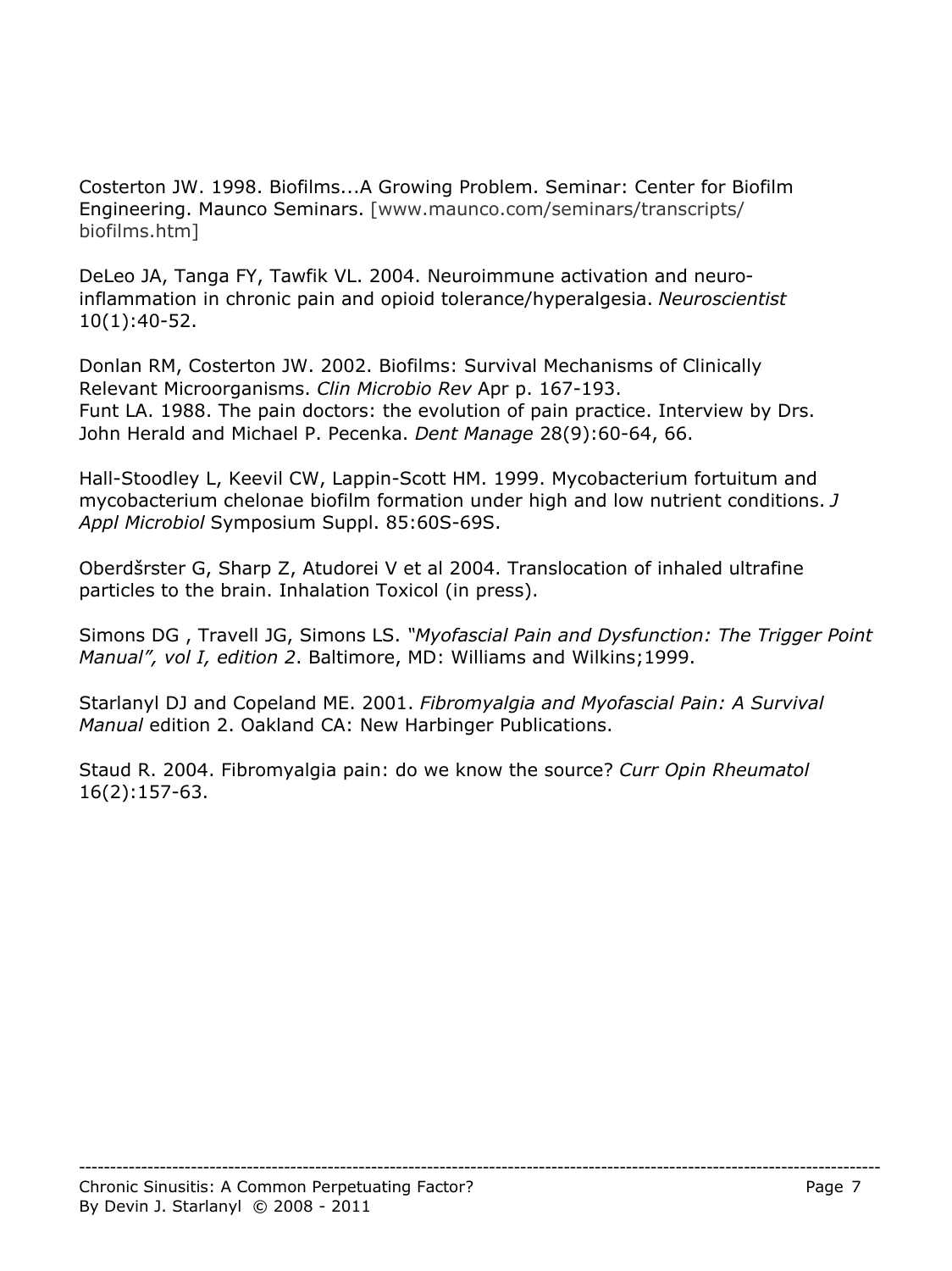Costerton JW. 1998. Biofilms...A Growing Problem. Seminar: Center for Biofilm Engineering. Maunco Seminars. [www.maunco.com/seminars/transcripts/biofilms.htm]

DeLeo JA, Tanga FY, Tawfik VL. 2004. Neuroimmune activation and neuro-inflammation in chronic pain and opioid tolerance/hyperalgesia. *Neuroscientist* 10(1):40-52.

Donlan RM, Costerton JW. 2002. Biofilms: Survival Mechanisms of Clinically Relevant Microorganisms. *Clin Microbio Rev* Apr p. 167-193.
Funt LA. 1988. The pain doctors: the evolution of pain practice. Interview by Drs. John Herald and Michael P. Pecenka. *Dent Manage* 28(9):60-64, 66.

Hall-Stoodley L, Keevil CW, Lappin-Scott HM. 1999. Mycobacterium fortuitum and mycobacterium chelonae biofilm formation under high and low nutrient conditions. *J Appl Microbiol* Symposium Suppl. 85:60S-69S.

Oberdšrster G, Sharp Z, Atudorei V et al 2004. Translocation of inhaled ultrafine particles to the brain. Inhalation Toxicol (in press).

Simons DG , Travell JG, Simons LS. *"Myofascial Pain and Dysfunction: The Trigger Point Manual", vol I, edition 2*. Baltimore, MD: Williams and Wilkins;1999.

Starlanyl DJ and Copeland ME. 2001. *Fibromyalgia and Myofascial Pain: A Survival Manual* edition 2. Oakland CA: New Harbinger Publications.

Staud R. 2004. Fibromyalgia pain: do we know the source? *Curr Opin Rheumatol* 16(2):157-63.